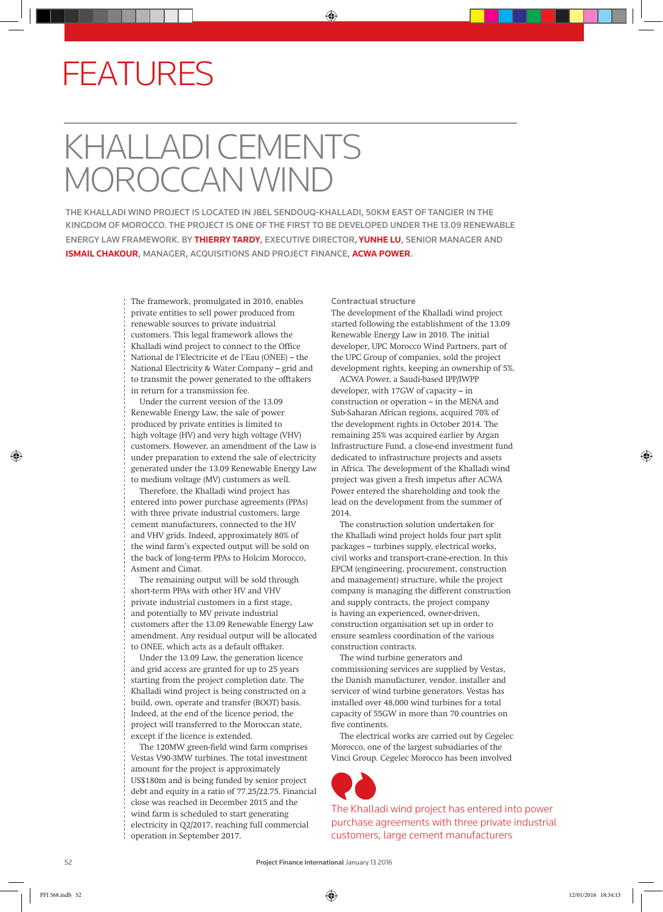# FEATURES

# KHALLADI CEMENTS MOROCCAN WIND

**THE KHALLADI WIND PROJECT IS LOCATED IN JBEL SENDOUQ-KHALLADI, 50KM EAST OF TANGIER IN THE KINGDOM OF MOROCCO. THE PROJECT IS ONE OF THE FIRST TO BE DEVELOPED UNDER THE 13.09 RENEWABLE ENERGY LAW FRAMEWORK. BY THIERRY TARDY, EXECUTIVE DIRECTOR, YUNHE LU, SENIOR MANAGER AND ISMAIL CHAKOUR, MANAGER, ACQUISITIONS AND PROJECT FINANCE, ACWA POWER.**

The framework, promulgated in 2010, enables private entities to sell power produced from renewable sources to private industrial customers. This legal framework allows the Khalladi wind project to connect to the Office National de l'Electricite et de l'Eau (ONEE) – the National Electricity & Water Company – grid and to transmit the power generated to the offtakers in return for a transmission fee.

Under the current version of the 13.09 Renewable Energy Law, the sale of power produced by private entities is limited to high voltage (HV) and very high voltage (VHV) customers. However, an amendment of the Law is under preparation to extend the sale of electricity generated under the 13.09 Renewable Energy Law to medium voltage (MV) customers as well.

Therefore, the Khalladi wind project has entered into power purchase agreements (PPAs) with three private industrial customers, large cement manufacturers, connected to the HV and VHV grids. Indeed, approximately 80% of the wind farm's expected output will be sold on the back of long-term PPAs to Holcim Morocco, Asment and Cimat.

The remaining output will be sold through short-term PPAs with other HV and VHV private industrial customers in a first stage, and potentially to MV private industrial customers after the 13.09 Renewable Energy Law amendment. Any residual output will be allocated to ONEE, which acts as a default offtaker.

Under the 13.09 Law, the generation licence and grid access are granted for up to 25 years starting from the project completion date. The Khalladi wind project is being constructed on a build, own, operate and transfer (BOOT) basis. Indeed, at the end of the licence period, the project will transferred to the Moroccan state, except if the licence is extended.

The 120MW green-field wind farm comprises Vestas V90-3MW turbines. The total investment amount for the project is approximately US$180m and is being funded by senior project debt and equity in a ratio of 77.25/22.75. Financial close was reached in December 2015 and the wind farm is scheduled to start generating electricity in Q2/2017, reaching full commercial operation in September 2017.

### Contractual structure

The development of the Khalladi wind project started following the establishment of the 13.09 Renewable Energy Law in 2010. The initial developer, UPC Morocco Wind Partners, part of the UPC Group of companies, sold the project development rights, keeping an ownership of 5%.

ACWA Power, a Saudi-based IPP/IWPP developer, with 17GW of capacity – in construction or operation – in the MENA and Sub-Saharan African regions, acquired 70% of the development rights in October 2014. The remaining 25% was acquired earlier by Argan Infrastructure Fund, a close-end investment fund dedicated to infrastructure projects and assets in Africa. The development of the Khalladi wind project was given a fresh impetus after ACWA Power entered the shareholding and took the lead on the development from the summer of 2014.

The construction solution undertaken for the Khalladi wind project holds four part split packages – turbines supply, electrical works, civil works and transport-crane-erection. In this EPCM (engineering, procurement, construction and management) structure, while the project company is managing the different construction and supply contracts, the project company is having an experienced, owner-driven, construction organisation set up in order to ensure seamless coordination of the various construction contracts.

The wind turbine generators and commissioning services are supplied by Vestas, the Danish manufacturer, vendor, installer and servicer of wind turbine generators. Vestas has installed over 48,000 wind turbines for a total capacity of 55GW in more than 70 countries on five continents.

The electrical works are carried out by Cegelec Morocco, one of the largest subsidiaries of the Vinci Group. Cegelec Morocco has been involved

> The Khalladi wind project has entered into power purchase agreements with three private industrial customers, large cement manufacturers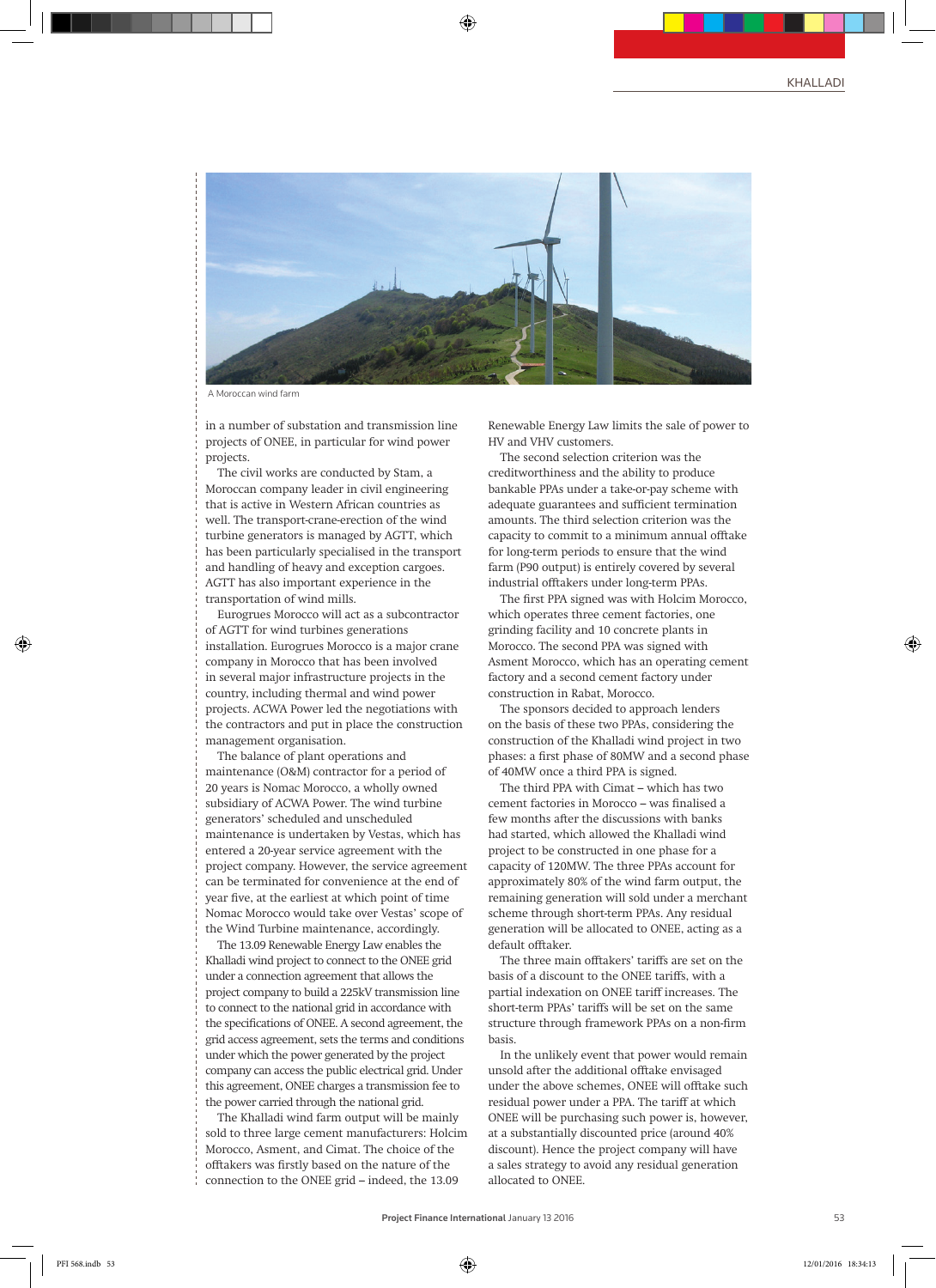A Moroccan wind farm

in a number of substation and transmission line projects of ONEE, in particular for wind power projects.

The civil works are conducted by Stam, a Moroccan company leader in civil engineering that is active in Western African countries as well. The transport-crane-erection of the wind turbine generators is managed by AGTT, which has been particularly specialised in the transport and handling of heavy and exception cargoes. AGTT has also important experience in the transportation of wind mills.

Eurogrues Morocco will act as a subcontractor of AGTT for wind turbines generations installation. Eurogrues Morocco is a major crane company in Morocco that has been involved in several major infrastructure projects in the country, including thermal and wind power projects. ACWA Power led the negotiations with the contractors and put in place the construction management organisation.

The balance of plant operations and maintenance (O&M) contractor for a period of 20 years is Nomac Morocco, a wholly owned subsidiary of ACWA Power. The wind turbine generators' scheduled and unscheduled maintenance is undertaken by Vestas, which has entered a 20-year service agreement with the project company. However, the service agreement can be terminated for convenience at the end of year five, at the earliest at which point of time Nomac Morocco would take over Vestas' scope of the Wind Turbine maintenance, accordingly.

The 13.09 Renewable Energy Law enables the Khalladi wind project to connect to the ONEE grid under a connection agreement that allows the project company to build a 225kV transmission line to connect to the national grid in accordance with the specifications of ONEE. A second agreement, the grid access agreement, sets the terms and conditions under which the power generated by the project company can access the public electrical grid. Under this agreement, ONEE charges a transmission fee to the power carried through the national grid.

The Khalladi wind farm output will be mainly sold to three large cement manufacturers: Holcim Morocco, Asment, and Cimat. The choice of the offtakers was firstly based on the nature of the connection to the ONEE grid – indeed, the 13.09 Renewable Energy Law limits the sale of power to HV and VHV customers.

The second selection criterion was the creditworthiness and the ability to produce bankable PPAs under a take-or-pay scheme with adequate guarantees and sufficient termination amounts. The third selection criterion was the capacity to commit to a minimum annual offtake for long-term periods to ensure that the wind farm (P90 output) is entirely covered by several industrial offtakers under long-term PPAs.

The first PPA signed was with Holcim Morocco, which operates three cement factories, one grinding facility and 10 concrete plants in Morocco. The second PPA was signed with Asment Morocco, which has an operating cement factory and a second cement factory under construction in Rabat, Morocco.

The sponsors decided to approach lenders on the basis of these two PPAs, considering the construction of the Khalladi wind project in two phases: a first phase of 80MW and a second phase of 40MW once a third PPA is signed.

The third PPA with Cimat – which has two cement factories in Morocco – was finalised a few months after the discussions with banks had started, which allowed the Khalladi wind project to be constructed in one phase for a capacity of 120MW. The three PPAs account for approximately 80% of the wind farm output, the remaining generation will sold under a merchant scheme through short-term PPAs. Any residual generation will be allocated to ONEE, acting as a default offtaker.

The three main offtakers' tariffs are set on the basis of a discount to the ONEE tariffs, with a partial indexation on ONEE tariff increases. The short-term PPAs' tariffs will be set on the same structure through framework PPAs on a non-firm basis.

In the unlikely event that power would remain unsold after the additional offtake envisaged under the above schemes, ONEE will offtake such residual power under a PPA. The tariff at which ONEE will be purchasing such power is, however, at a substantially discounted price (around 40% discount). Hence the project company will have a sales strategy to avoid any residual generation allocated to ONEE.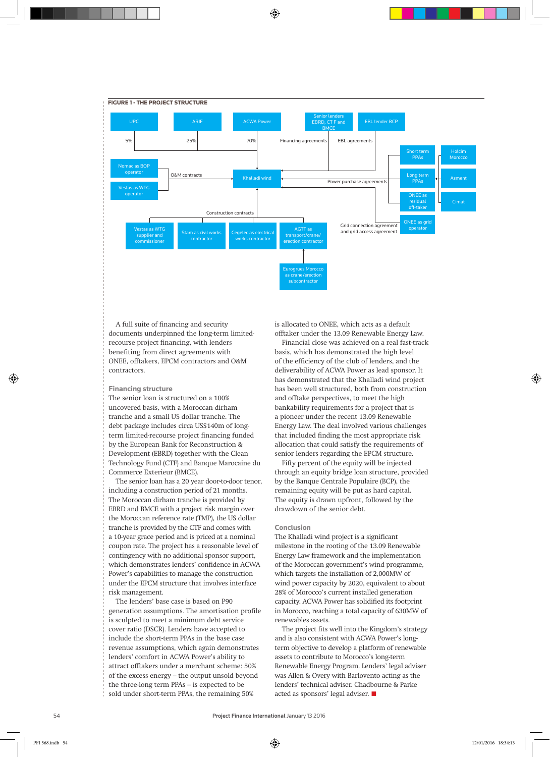**FIGURE 1 - THE PROJECT STRUCTURE**

UPC
ARIF
ACWA Power
Senior lenders EBRD, CT F and BMCE
EBL lender BCP
5%
25%
70%
Financing agreements
EBL agreements
Nomac as BOP operator
Vestas as WTG operator
O&M contracts
Khalladi wind
Short term PPAs
Long term PPAs
ONEE as residual off-taker
Holcim Morocco
Asment
Cimat
Power purchase agreements
Construction contracts
Grid connection agreement and grid access agreement
ONEE as grid operator
Vestas as WTG supplier and commissioner
Stam as civil works contractor
Cegelec as electrical works contractor
AGTT as transport/crane/erection contractor
Eurogrues Morocco as crane/erection subcontractor

A full suite of financing and security documents underpinned the long-term limited-recourse project financing, with lenders benefiting from direct agreements with ONEE, offtakers, EPCM contractors and O&M contractors.

## Financing structure

The senior loan is structured on a 100% uncovered basis, with a Moroccan dirham tranche and a small US dollar tranche. The debt package includes circa US$140m of long-term limited-recourse project financing funded by the European Bank for Reconstruction & Development (EBRD) together with the Clean Technology Fund (CTF) and Banque Marocaine du Commerce Exterieur (BMCE).

The senior loan has a 20 year door-to-door tenor, including a construction period of 21 months. The Moroccan dirham tranche is provided by EBRD and BMCE with a project risk margin over the Moroccan reference rate (TMP), the US dollar tranche is provided by the CTF and comes with a 10-year grace period and is priced at a nominal coupon rate. The project has a reasonable level of contingency with no additional sponsor support, which demonstrates lenders' confidence in ACWA Power's capabilities to manage the construction under the EPCM structure that involves interface risk management.

The lenders' base case is based on P90 generation assumptions. The amortisation profile is sculpted to meet a minimum debt service cover ratio (DSCR). Lenders have accepted to include the short-term PPAs in the base case revenue assumptions, which again demonstrates lenders' comfort in ACWA Power's ability to attract offtakers under a merchant scheme: 50% of the excess energy – the output unsold beyond the three-long term PPAs – is expected to be sold under short-term PPAs, the remaining 50% is allocated to ONEE, which acts as a default offtaker under the 13.09 Renewable Energy Law.

Financial close was achieved on a real fast-track basis, which has demonstrated the high level of the efficiency of the club of lenders, and the deliverability of ACWA Power as lead sponsor. It has demonstrated that the Khalladi wind project has been well structured, both from construction and offtake perspectives, to meet the high bankability requirements for a project that is a pioneer under the recent 13.09 Renewable Energy Law. The deal involved various challenges that included finding the most appropriate risk allocation that could satisfy the requirements of senior lenders regarding the EPCM structure.

Fifty percent of the equity will be injected through an equity bridge loan structure, provided by the Banque Centrale Populaire (BCP), the remaining equity will be put as hard capital. The equity is drawn upfront, followed by the drawdown of the senior debt.

## Conclusion

The Khalladi wind project is a significant milestone in the rooting of the 13.09 Renewable Energy Law framework and the implementation of the Moroccan government's wind programme, which targets the installation of 2,000MW of wind power capacity by 2020, equivalent to about 28% of Morocco's current installed generation capacity. ACWA Power has solidified its footprint in Morocco, reaching a total capacity of 630MW of renewables assets.

The project fits well into the Kingdom's strategy and is also consistent with ACWA Power's long-term objective to develop a platform of renewable assets to contribute to Morocco's long-term Renewable Energy Program. Lenders' legal adviser was Allen & Overy with Barlovento acting as the lenders' technical adviser. Chadbourne & Parke acted as sponsors' legal adviser. ■